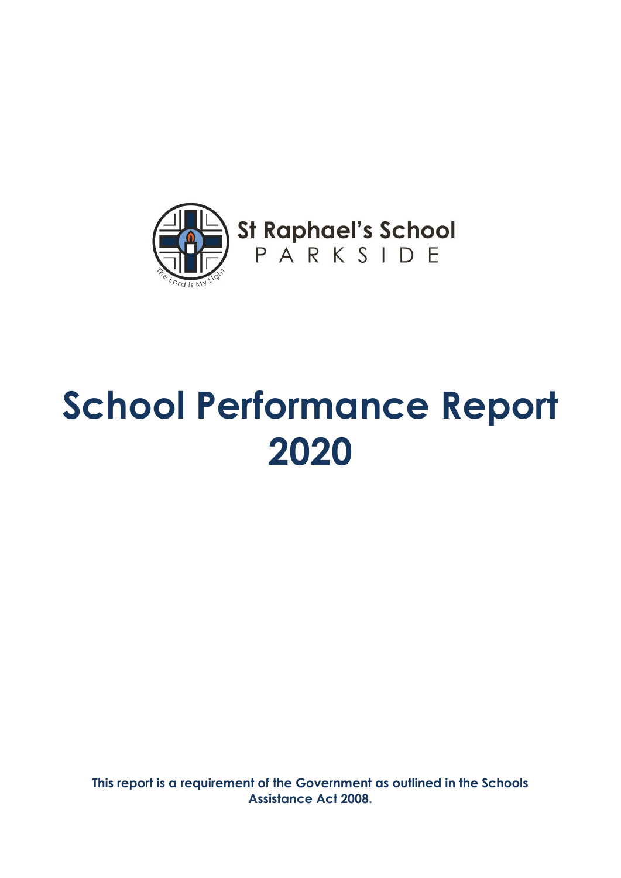St Raphael's School

PARKSIDE

# School Performance Report 2020

**This report is a requirement of the Government as outlined in the Schools Assistance Act 2008.**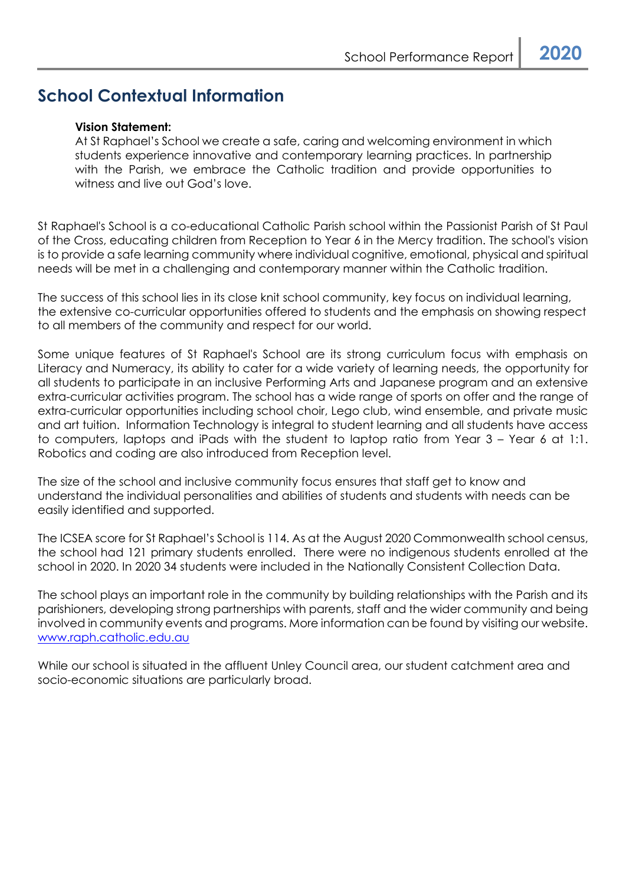# School Contextual Information

**Vision Statement:**
At St Raphael's School we create a safe, caring and welcoming environment in which students experience innovative and contemporary learning practices. In partnership with the Parish, we embrace the Catholic tradition and provide opportunities to witness and live out God's love.

St Raphael's School is a co-educational Catholic Parish school within the Passionist Parish of St Paul of the Cross, educating children from Reception to Year 6 in the Mercy tradition. The school's vision is to provide a safe learning community where individual cognitive, emotional, physical and spiritual needs will be met in a challenging and contemporary manner within the Catholic tradition.

The success of this school lies in its close knit school community, key focus on individual learning, the extensive co-curricular opportunities offered to students and the emphasis on showing respect to all members of the community and respect for our world.

Some unique features of St Raphael's School are its strong curriculum focus with emphasis on Literacy and Numeracy, its ability to cater for a wide variety of learning needs, the opportunity for all students to participate in an inclusive Performing Arts and Japanese program and an extensive extra-curricular activities program. The school has a wide range of sports on offer and the range of extra-curricular opportunities including school choir, Lego club, wind ensemble, and private music and art tuition. Information Technology is integral to student learning and all students have access to computers, laptops and iPads with the student to laptop ratio from Year 3 – Year 6 at 1:1. Robotics and coding are also introduced from Reception level.

The size of the school and inclusive community focus ensures that staff get to know and understand the individual personalities and abilities of students and students with needs can be easily identified and supported.

The ICSEA score for St Raphael's School is 114. As at the August 2020 Commonwealth school census, the school had 121 primary students enrolled. There were no indigenous students enrolled at the school in 2020. In 2020 34 students were included in the Nationally Consistent Collection Data.

The school plays an important role in the community by building relationships with the Parish and its parishioners, developing strong partnerships with parents, staff and the wider community and being involved in community events and programs. More information can be found by visiting our website. [www.raph.catholic.edu.au](http://www.raph.catholic.edu.au)

While our school is situated in the affluent Unley Council area, our student catchment area and socio-economic situations are particularly broad.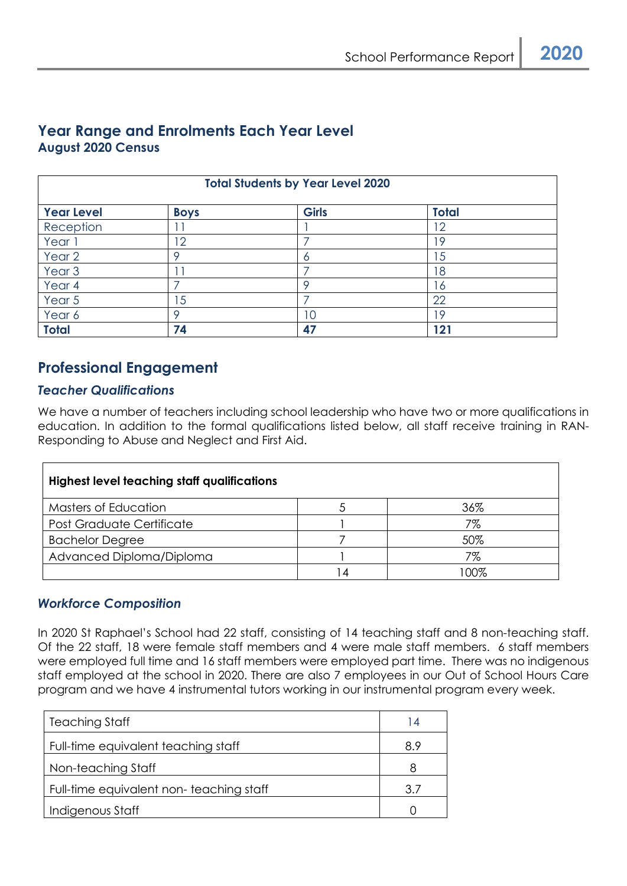## Year Range and Enrolments Each Year Level

### August 2020 Census

| Total Students by Year Level 2020 | | | |
|---|---|---|---|
| **Year Level** | **Boys** | **Girls** | **Total** |
| Reception | 11 | 1 | 12 |
| Year 1 | 12 | 7 | 19 |
| Year 2 | 9 | 6 | 15 |
| Year 3 | 11 | 7 | 18 |
| Year 4 | 7 | 9 | 16 |
| Year 5 | 15 | 7 | 22 |
| Year 6 | 9 | 10 | 19 |
| **Total** | **74** | **47** | **121** |

## Professional Engagement

### *Teacher Qualifications*

We have a number of teachers including school leadership who have two or more qualifications in education. In addition to the formal qualifications listed below, all staff receive training in RAN-Responding to Abuse and Neglect and First Aid.

| Highest level teaching staff qualifications | | |
|---|---|---|
| Masters of Education | 5 | 36% |
| Post Graduate Certificate | 1 | 7% |
| Bachelor Degree | 7 | 50% |
| Advanced Diploma/Diploma | 1 | 7% |
| | 14 | 100% |

### *Workforce Composition*

In 2020 St Raphael's School had 22 staff, consisting of 14 teaching staff and 8 non-teaching staff. Of the 22 staff, 18 were female staff members and 4 were male staff members. 6 staff members were employed full time and 16 staff members were employed part time. There was no indigenous staff employed at the school in 2020. There are also 7 employees in our Out of School Hours Care program and we have 4 instrumental tutors working in our instrumental program every week.

| | |
|---|---|
| Teaching Staff | 14 |
| Full-time equivalent teaching staff | 8.9 |
| Non-teaching Staff | 8 |
| Full-time equivalent non- teaching staff | 3.7 |
| Indigenous Staff | 0 |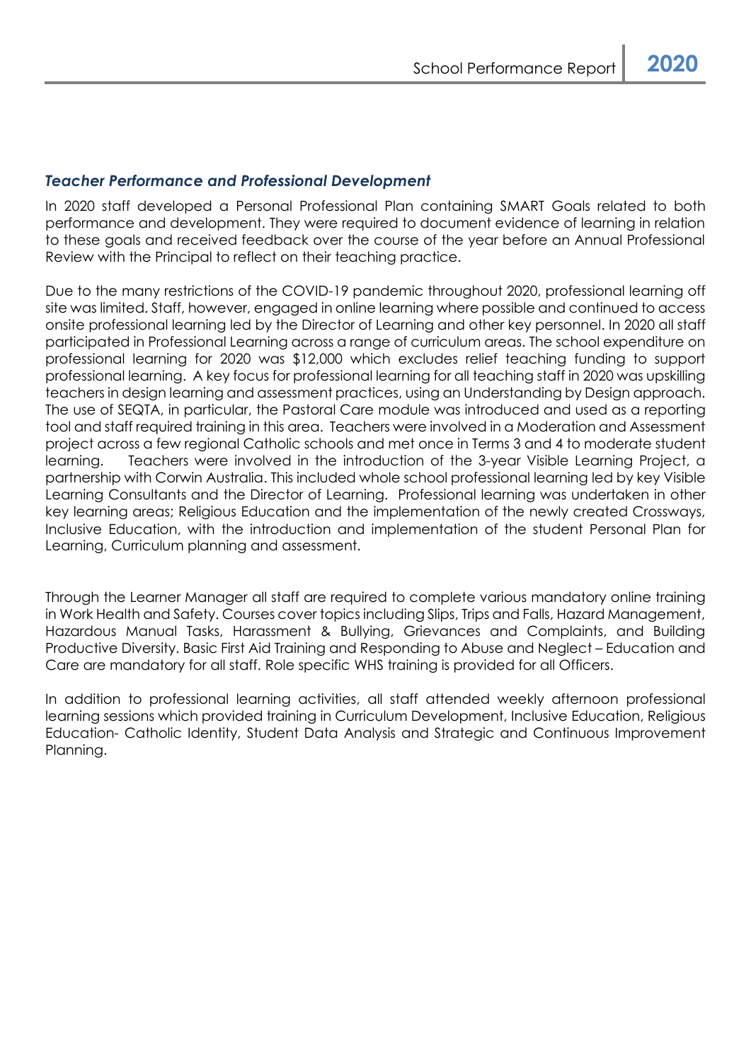### *Teacher Performance and Professional Development*

In 2020 staff developed a Personal Professional Plan containing SMART Goals related to both performance and development. They were required to document evidence of learning in relation to these goals and received feedback over the course of the year before an Annual Professional Review with the Principal to reflect on their teaching practice.

Due to the many restrictions of the COVID-19 pandemic throughout 2020, professional learning off site was limited. Staff, however, engaged in online learning where possible and continued to access onsite professional learning led by the Director of Learning and other key personnel. In 2020 all staff participated in Professional Learning across a range of curriculum areas. The school expenditure on professional learning for 2020 was $12,000 which excludes relief teaching funding to support professional learning. A key focus for professional learning for all teaching staff in 2020 was upskilling teachers in design learning and assessment practices, using an Understanding by Design approach. The use of SEQTA, in particular, the Pastoral Care module was introduced and used as a reporting tool and staff required training in this area. Teachers were involved in a Moderation and Assessment project across a few regional Catholic schools and met once in Terms 3 and 4 to moderate student learning. Teachers were involved in the introduction of the 3-year Visible Learning Project, a partnership with Corwin Australia. This included whole school professional learning led by key Visible Learning Consultants and the Director of Learning. Professional learning was undertaken in other key learning areas; Religious Education and the implementation of the newly created Crossways, Inclusive Education, with the introduction and implementation of the student Personal Plan for Learning, Curriculum planning and assessment.

Through the Learner Manager all staff are required to complete various mandatory online training in Work Health and Safety. Courses cover topics including Slips, Trips and Falls, Hazard Management, Hazardous Manual Tasks, Harassment & Bullying, Grievances and Complaints, and Building Productive Diversity. Basic First Aid Training and Responding to Abuse and Neglect – Education and Care are mandatory for all staff. Role specific WHS training is provided for all Officers.

In addition to professional learning activities, all staff attended weekly afternoon professional learning sessions which provided training in Curriculum Development, Inclusive Education, Religious Education- Catholic Identity, Student Data Analysis and Strategic and Continuous Improvement Planning.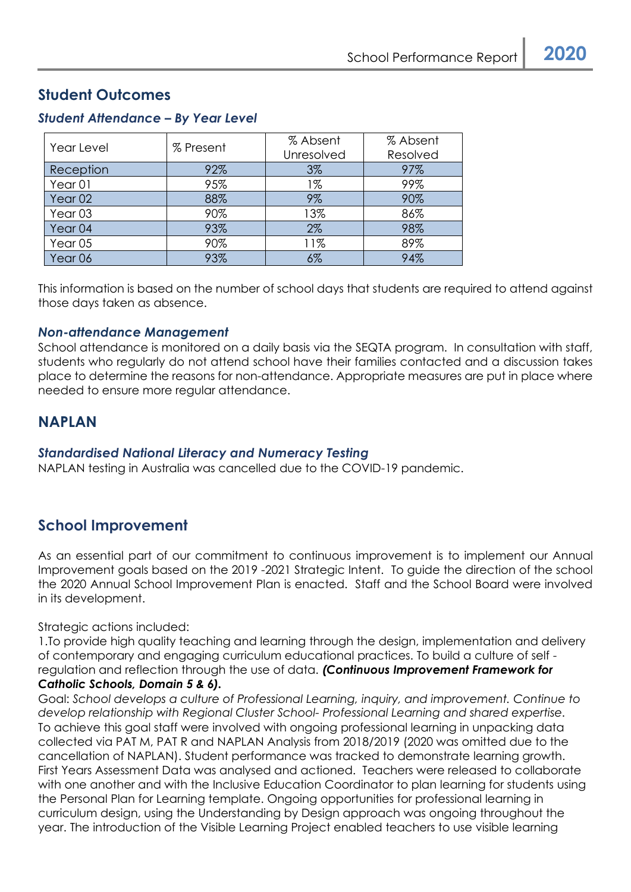## Student Outcomes

### *Student Attendance – By Year Level*

| Year Level | % Present | % Absent Unresolved | % Absent Resolved |
|---|---|---|---|
| Reception | 92% | 3% | 97% |
| Year 01 | 95% | 1% | 99% |
| Year 02 | 88% | 9% | 90% |
| Year 03 | 90% | 13% | 86% |
| Year 04 | 93% | 2% | 98% |
| Year 05 | 90% | 11% | 89% |
| Year 06 | 93% | 6% | 94% |

This information is based on the number of school days that students are required to attend against those days taken as absence.

### *Non-attendance Management*

School attendance is monitored on a daily basis via the SEQTA program. In consultation with staff, students who regularly do not attend school have their families contacted and a discussion takes place to determine the reasons for non-attendance. Appropriate measures are put in place where needed to ensure more regular attendance.

## NAPLAN

### *Standardised National Literacy and Numeracy Testing*

NAPLAN testing in Australia was cancelled due to the COVID-19 pandemic.

## School Improvement

As an essential part of our commitment to continuous improvement is to implement our Annual Improvement goals based on the 2019 -2021 Strategic Intent. To guide the direction of the school the 2020 Annual School Improvement Plan is enacted. Staff and the School Board were involved in its development.

Strategic actions included:

1.To provide high quality teaching and learning through the design, implementation and delivery of contemporary and engaging curriculum educational practices. To build a culture of self - regulation and reflection through the use of data. ***(Continuous Improvement Framework for Catholic Schools, Domain 5 & 6).***

Goal: *School develops a culture of Professional Learning, inquiry, and improvement. Continue to develop relationship with Regional Cluster School- Professional Learning and shared expertise.* To achieve this goal staff were involved with ongoing professional learning in unpacking data collected via PAT M, PAT R and NAPLAN Analysis from 2018/2019 (2020 was omitted due to the cancellation of NAPLAN). Student performance was tracked to demonstrate learning growth. First Years Assessment Data was analysed and actioned. Teachers were released to collaborate with one another and with the Inclusive Education Coordinator to plan learning for students using the Personal Plan for Learning template. Ongoing opportunities for professional learning in curriculum design, using the Understanding by Design approach was ongoing throughout the year. The introduction of the Visible Learning Project enabled teachers to use visible learning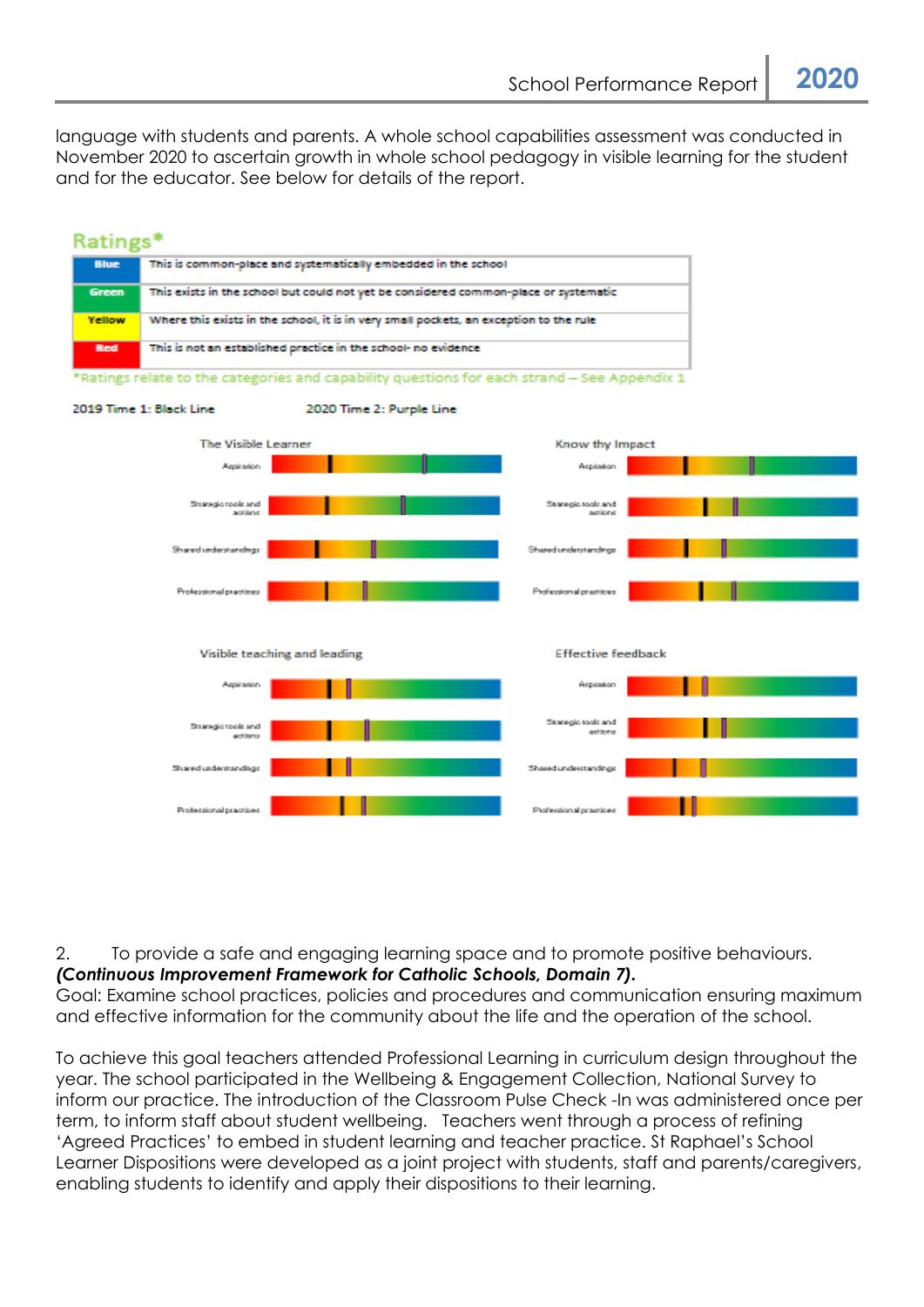language with students and parents. A whole school capabilities assessment was conducted in November 2020 to ascertain growth in whole school pedagogy in visible learning for the student and for the educator. See below for details of the report.

## Ratings*

| | |
|---|---|
| Blue | This is common-place and systematically embedded in the school |
| Green | This exists in the school but could not yet be considered common-place or systematic |
| Yellow | Where this exists in the school, it is in very small pockets, an exception to the rule |
| Red | This is not an established practice in the school- no evidence |

*Ratings relate to the categories and capability questions for each strand – See Appendix 1

2019 Time 1: Black Line 2020 Time 2: Purple Line

The Visible Learner: Aspiration; Strategic tools and actions; Shared understandings; Professional practices

Know thy Impact: Aspiration; Strategic tools and actions; Shared understandings; Professional practices

Visible teaching and leading: Aspiration; Strategic tools and actions; Shared understandings; Professional practices

Effective feedback: Aspiration; Strategic tools and actions; Shared understandings; Professional practices

2. To provide a safe and engaging learning space and to promote positive behaviours.
***(Continuous Improvement Framework for Catholic Schools, Domain 7).***
Goal: Examine school practices, policies and procedures and communication ensuring maximum and effective information for the community about the life and the operation of the school.

To achieve this goal teachers attended Professional Learning in curriculum design throughout the year. The school participated in the Wellbeing & Engagement Collection, National Survey to inform our practice. The introduction of the Classroom Pulse Check -In was administered once per term, to inform staff about student wellbeing. Teachers went through a process of refining 'Agreed Practices' to embed in student learning and teacher practice. St Raphael's School Learner Dispositions were developed as a joint project with students, staff and parents/caregivers, enabling students to identify and apply their dispositions to their learning.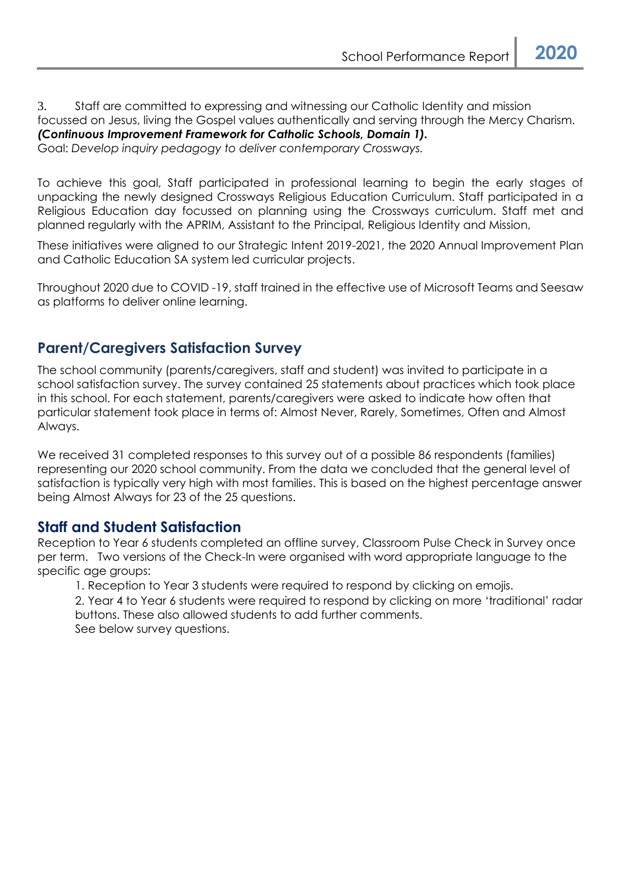3. Staff are committed to expressing and witnessing our Catholic Identity and mission focussed on Jesus, living the Gospel values authentically and serving through the Mercy Charism. ***(Continuous Improvement Framework for Catholic Schools, Domain 1).***
Goal: *Develop inquiry pedagogy to deliver contemporary Crossways.*

To achieve this goal, Staff participated in professional learning to begin the early stages of unpacking the newly designed Crossways Religious Education Curriculum. Staff participated in a Religious Education day focussed on planning using the Crossways curriculum. Staff met and planned regularly with the APRIM, Assistant to the Principal, Religious Identity and Mission,

These initiatives were aligned to our Strategic Intent 2019-2021, the 2020 Annual Improvement Plan and Catholic Education SA system led curricular projects.

Throughout 2020 due to COVID -19, staff trained in the effective use of Microsoft Teams and Seesaw as platforms to deliver online learning.

## Parent/Caregivers Satisfaction Survey

The school community (parents/caregivers, staff and student) was invited to participate in a school satisfaction survey. The survey contained 25 statements about practices which took place in this school. For each statement, parents/caregivers were asked to indicate how often that particular statement took place in terms of: Almost Never, Rarely, Sometimes, Often and Almost Always.

We received 31 completed responses to this survey out of a possible 86 respondents (families) representing our 2020 school community. From the data we concluded that the general level of satisfaction is typically very high with most families. This is based on the highest percentage answer being Almost Always for 23 of the 25 questions.

## Staff and Student Satisfaction

Reception to Year 6 students completed an offline survey, Classroom Pulse Check in Survey once per term. Two versions of the Check-In were organised with word appropriate language to the specific age groups:

1. Reception to Year 3 students were required to respond by clicking on emojis.
2. Year 4 to Year 6 students were required to respond by clicking on more 'traditional' radar buttons. These also allowed students to add further comments.

See below survey questions.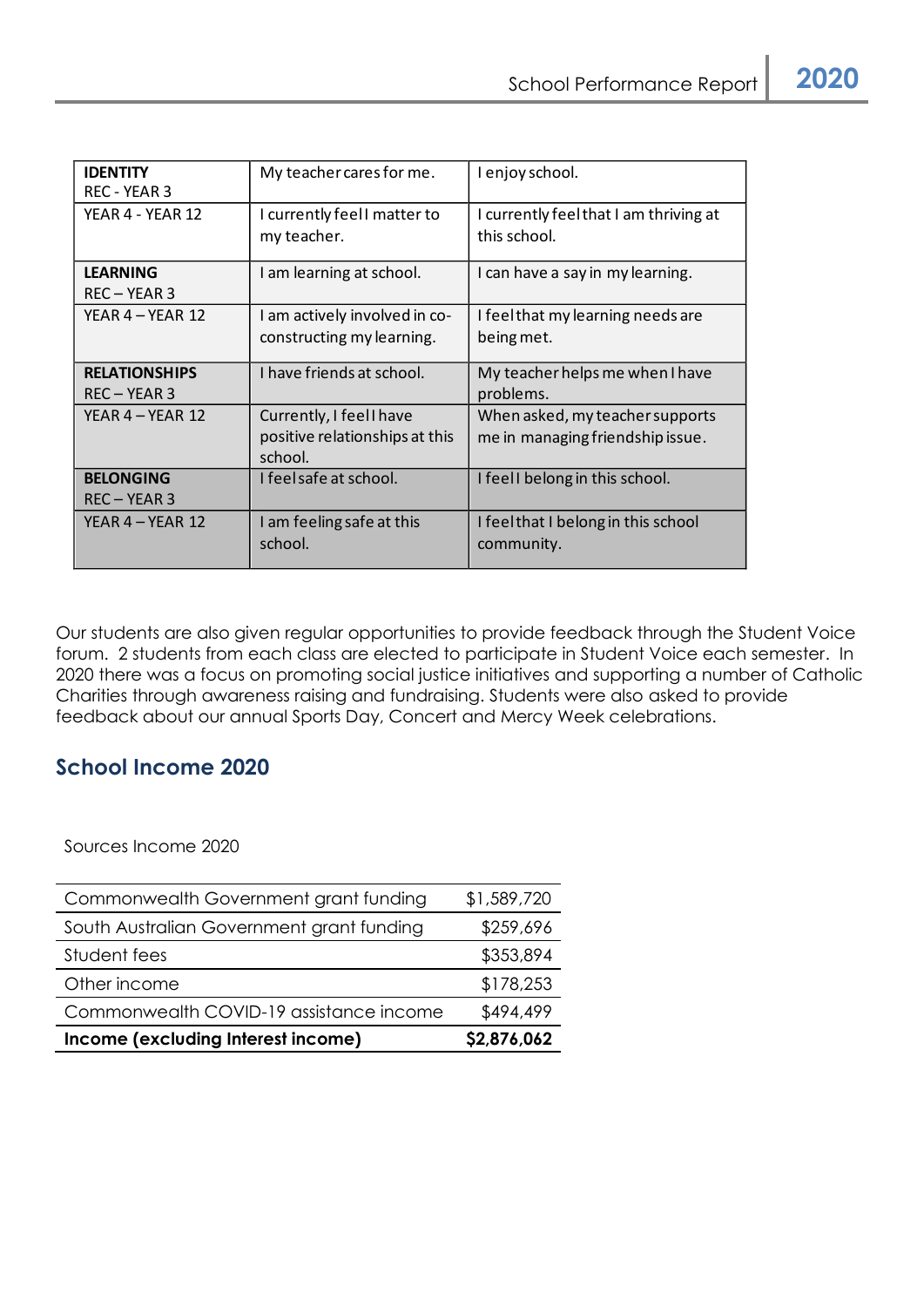| IDENTITY REC - YEAR 3 | My teacher cares for me. | I enjoy school. |
|---|---|---|
| YEAR 4 - YEAR 12 | I currently feel I matter to my teacher. | I currently feel that I am thriving at this school. |
| **LEARNING** REC – YEAR 3 | I am learning at school. | I can have a say in my learning. |
| YEAR 4 – YEAR 12 | I am actively involved in co-constructing my learning. | I feel that my learning needs are being met. |
| **RELATIONSHIPS** REC – YEAR 3 | I have friends at school. | My teacher helps me when I have problems. |
| YEAR 4 – YEAR 12 | Currently, I feel I have positive relationships at this school. | When asked, my teacher supports me in managing friendship issue. |
| **BELONGING** REC – YEAR 3 | I feel safe at school. | I feel I belong in this school. |
| YEAR 4 – YEAR 12 | I am feeling safe at this school. | I feel that I belong in this school community. |

Our students are also given regular opportunities to provide feedback through the Student Voice forum. 2 students from each class are elected to participate in Student Voice each semester. In 2020 there was a focus on promoting social justice initiatives and supporting a number of Catholic Charities through awareness raising and fundraising. Students were also asked to provide feedback about our annual Sports Day, Concert and Mercy Week celebrations.

## School Income 2020

Sources Income 2020

| | |
|---|---|
| Commonwealth Government grant funding | $1,589,720 |
| South Australian Government grant funding | $259,696 |
| Student fees | $353,894 |
| Other income | $178,253 |
| Commonwealth COVID-19 assistance income | $494,499 |
| **Income (excluding Interest income)** | **$2,876,062** |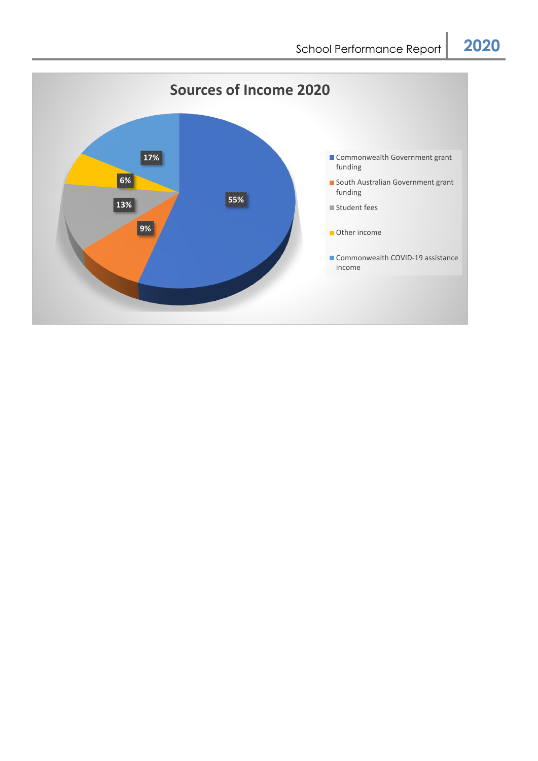Sources of Income 2020

17%
6%
13%
9%
55%

Commonwealth Government grant funding
South Australian Government grant funding
Student fees
Other income
Commonwealth COVID-19 assistance income